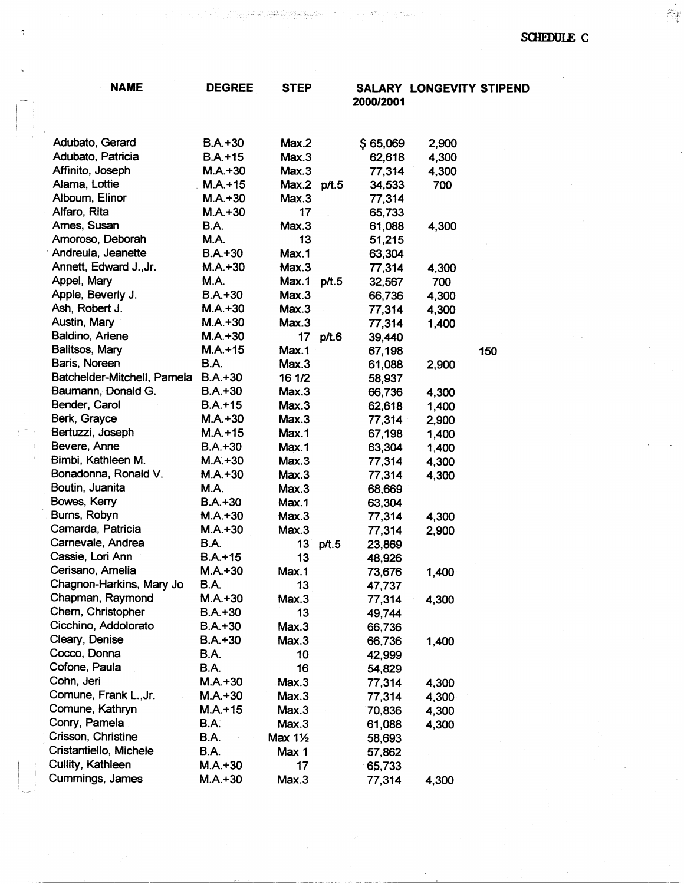SCHEDULE C

| NAME | DEGREE | STEP | | SALARY 2000/2001 | LONGEVITY | STIPEND |
|---|---|---|---|---|---|---|
| Adubato, Gerard | B.A.+30 | Max.2 | | $ 65,069 | 2,900 | |
| Adubato, Patricia | B.A.+15 | Max.3 | | 62,618 | 4,300 | |
| Affinito, Joseph | M.A.+30 | Max.3 | | 77,314 | 4,300 | |
| Alama, Lottie | M.A.+15 | Max.2 | p/t.5 | 34,533 | 700 | |
| Alboum, Elinor | M.A.+30 | Max.3 | | 77,314 | | |
| Alfaro, Rita | M.A.+30 | 17 | | 65,733 | | |
| Ames, Susan | B.A. | Max.3 | | 61,088 | 4,300 | |
| Amoroso, Deborah | M.A. | 13 | | 51,215 | | |
| Andreula, Jeanette | B.A.+30 | Max.1 | | 63,304 | | |
| Annett, Edward J.,Jr. | M.A.+30 | Max.3 | | 77,314 | 4,300 | |
| Appel, Mary | M.A. | Max.1 | p/t.5 | 32,567 | 700 | |
| Apple, Beverly J. | B.A.+30 | Max.3 | | 66,736 | 4,300 | |
| Ash, Robert J. | M.A.+30 | Max.3 | | 77,314 | 4,300 | |
| Austin, Mary | M.A.+30 | Max.3 | | 77,314 | 1,400 | |
| Baldino, Arlene | M.A.+30 | 17 | p/t.6 | 39,440 | | |
| Balitsos, Mary | M.A.+15 | Max.1 | | 67,198 | | 150 |
| Baris, Noreen | B.A. | Max.3 | | 61,088 | 2,900 | |
| Batchelder-Mitchell, Pamela | B.A.+30 | 16 1/2 | | 58,937 | | |
| Baumann, Donald G. | B.A.+30 | Max.3 | | 66,736 | 4,300 | |
| Bender, Carol | B.A.+15 | Max.3 | | 62,618 | 1,400 | |
| Berk, Grayce | M.A.+30 | Max.3 | | 77,314 | 2,900 | |
| Bertuzzi, Joseph | M.A.+15 | Max.1 | | 67,198 | 1,400 | |
| Bevere, Anne | B.A.+30 | Max.1 | | 63,304 | 1,400 | |
| Bimbi, Kathleen M. | M.A.+30 | Max.3 | | 77,314 | 4,300 | |
| Bonadonna, Ronald V. | M.A.+30 | Max.3 | | 77,314 | 4,300 | |
| Boutin, Juanita | M.A. | Max.3 | | 68,669 | | |
| Bowes, Kerry | B.A.+30 | Max.1 | | 63,304 | | |
| Burns, Robyn | M.A.+30 | Max.3 | | 77,314 | 4,300 | |
| Camarda, Patricia | M.A.+30 | Max.3 | | 77,314 | 2,900 | |
| Carnevale, Andrea | B.A. | 13 | p/t.5 | 23,869 | | |
| Cassie, Lori Ann | B.A.+15 | 13 | | 48,926 | | |
| Cerisano, Amelia | M.A.+30 | Max.1 | | 73,676 | 1,400 | |
| Chagnon-Harkins, Mary Jo | B.A. | 13 | | 47,737 | | |
| Chapman, Raymond | M.A.+30 | Max.3 | | 77,314 | 4,300 | |
| Chern, Christopher | B.A.+30 | 13 | | 49,744 | | |
| Cicchino, Addolorato | B.A.+30 | Max.3 | | 66,736 | | |
| Cleary, Denise | B.A.+30 | Max.3 | | 66,736 | 1,400 | |
| Cocco, Donna | B.A. | 10 | | 42,999 | | |
| Cofone, Paula | B.A. | 16 | | 54,829 | | |
| Cohn, Jeri | M.A.+30 | Max.3 | | 77,314 | 4,300 | |
| Comune, Frank L.,Jr. | M.A.+30 | Max.3 | | 77,314 | 4,300 | |
| Comune, Kathryn | M.A.+15 | Max.3 | | 70,836 | 4,300 | |
| Conry, Pamela | B.A. | Max.3 | | 61,088 | 4,300 | |
| Crisson, Christine | B.A. | Max 1½ | | 58,693 | | |
| Cristantiello, Michele | B.A. | Max 1 | | 57,862 | | |
| Cullity, Kathleen | M.A.+30 | 17 | | 65,733 | | |
| Cummings, James | M.A.+30 | Max.3 | | 77,314 | 4,300 | |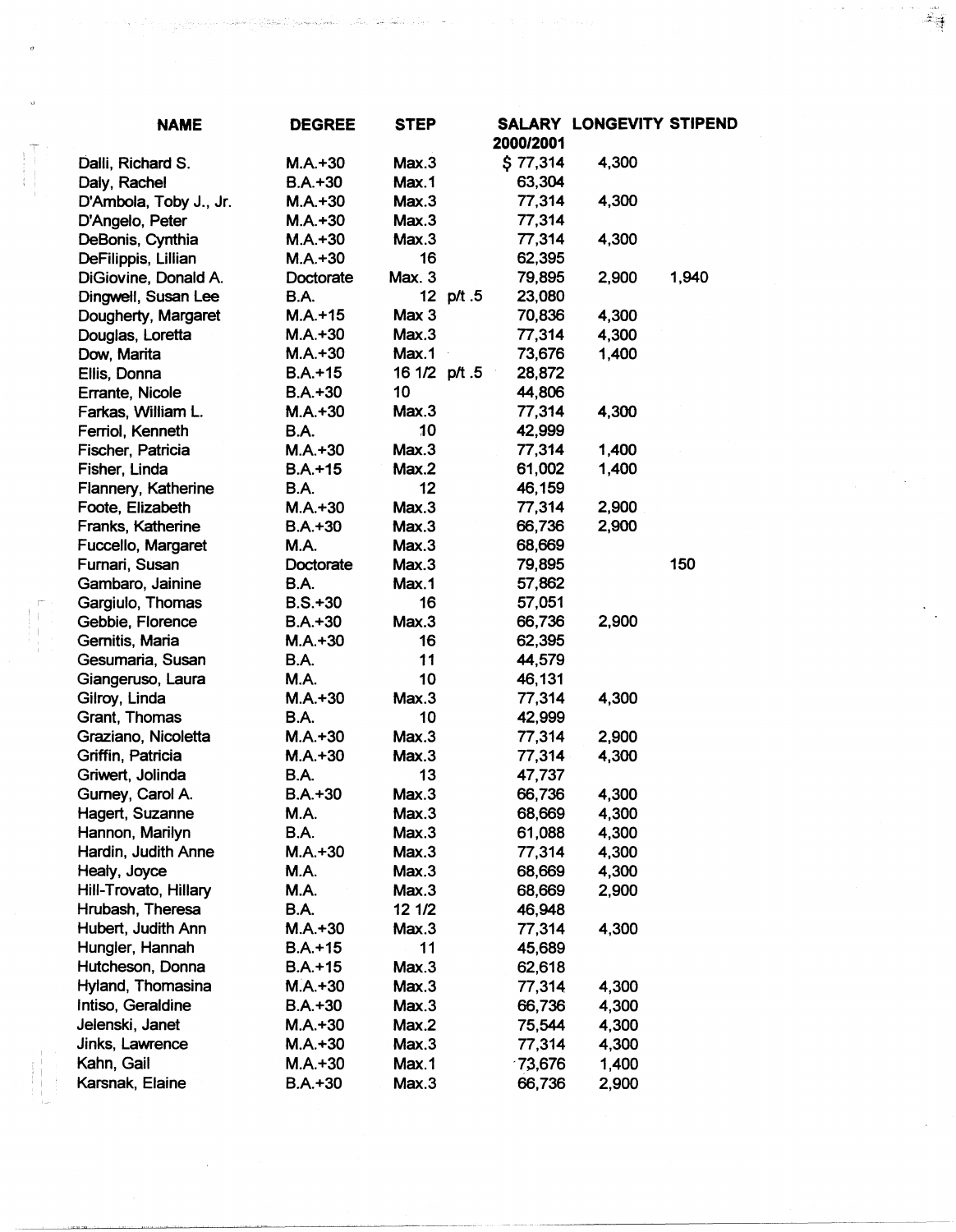| NAME | DEGREE | STEP | SALARY 2000/2001 | LONGEVITY | STIPEND |
|---|---|---|---|---|---|
| Dalli, Richard S. | M.A.+30 | Max.3 | $ 77,314 | 4,300 | |
| Daly, Rachel | B.A.+30 | Max.1 | 63,304 | | |
| D'Ambola, Toby J., Jr. | M.A.+30 | Max.3 | 77,314 | 4,300 | |
| D'Angelo, Peter | M.A.+30 | Max.3 | 77,314 | | |
| DeBonis, Cynthia | M.A.+30 | Max.3 | 77,314 | 4,300 | |
| DeFilippis, Lillian | M.A.+30 | 16 | 62,395 | | |
| DiGiovine, Donald A. | Doctorate | Max. 3 | 79,895 | 2,900 | 1,940 |
| Dingwell, Susan Lee | B.A. | 12 p/t .5 | 23,080 | | |
| Dougherty, Margaret | M.A.+15 | Max 3 | 70,836 | 4,300 | |
| Douglas, Loretta | M.A.+30 | Max.3 | 77,314 | 4,300 | |
| Dow, Marita | M.A.+30 | Max.1 | 73,676 | 1,400 | |
| Ellis, Donna | B.A.+15 | 16 1/2 p/t .5 | 28,872 | | |
| Errante, Nicole | B.A.+30 | 10 | 44,806 | | |
| Farkas, William L. | M.A.+30 | Max.3 | 77,314 | 4,300 | |
| Ferriol, Kenneth | B.A. | 10 | 42,999 | | |
| Fischer, Patricia | M.A.+30 | Max.3 | 77,314 | 1,400 | |
| Fisher, Linda | B.A.+15 | Max.2 | 61,002 | 1,400 | |
| Flannery, Katherine | B.A. | 12 | 46,159 | | |
| Foote, Elizabeth | M.A.+30 | Max.3 | 77,314 | 2,900 | |
| Franks, Katherine | B.A.+30 | Max.3 | 66,736 | 2,900 | |
| Fuccello, Margaret | M.A. | Max.3 | 68,669 | | |
| Furnari, Susan | Doctorate | Max.3 | 79,895 | | 150 |
| Gambaro, Jainine | B.A. | Max.1 | 57,862 | | |
| Gargiulo, Thomas | B.S.+30 | 16 | 57,051 | | |
| Gebbie, Florence | B.A.+30 | Max.3 | 66,736 | 2,900 | |
| Gernitis, Maria | M.A.+30 | 16 | 62,395 | | |
| Gesumaria, Susan | B.A. | 11 | 44,579 | | |
| Giangeruso, Laura | M.A. | 10 | 46,131 | | |
| Gilroy, Linda | M.A.+30 | Max.3 | 77,314 | 4,300 | |
| Grant, Thomas | B.A. | 10 | 42,999 | | |
| Graziano, Nicoletta | M.A.+30 | Max.3 | 77,314 | 2,900 | |
| Griffin, Patricia | M.A.+30 | Max.3 | 77,314 | 4,300 | |
| Griwert, Jolinda | B.A. | 13 | 47,737 | | |
| Gurney, Carol A. | B.A.+30 | Max.3 | 66,736 | 4,300 | |
| Hagert, Suzanne | M.A. | Max.3 | 68,669 | 4,300 | |
| Hannon, Marilyn | B.A. | Max.3 | 61,088 | 4,300 | |
| Hardin, Judith Anne | M.A.+30 | Max.3 | 77,314 | 4,300 | |
| Healy, Joyce | M.A. | Max.3 | 68,669 | 4,300 | |
| Hill-Trovato, Hillary | M.A. | Max.3 | 68,669 | 2,900 | |
| Hrubash, Theresa | B.A. | 12 1/2 | 46,948 | | |
| Hubert, Judith Ann | M.A.+30 | Max.3 | 77,314 | 4,300 | |
| Hungler, Hannah | B.A.+15 | 11 | 45,689 | | |
| Hutcheson, Donna | B.A.+15 | Max.3 | 62,618 | | |
| Hyland, Thomasina | M.A.+30 | Max.3 | 77,314 | 4,300 | |
| Intiso, Geraldine | B.A.+30 | Max.3 | 66,736 | 4,300 | |
| Jelenski, Janet | M.A.+30 | Max.2 | 75,544 | 4,300 | |
| Jinks, Lawrence | M.A.+30 | Max.3 | 77,314 | 4,300 | |
| Kahn, Gail | M.A.+30 | Max.1 | 73,676 | 1,400 | |
| Karsnak, Elaine | B.A.+30 | Max.3 | 66,736 | 2,900 | |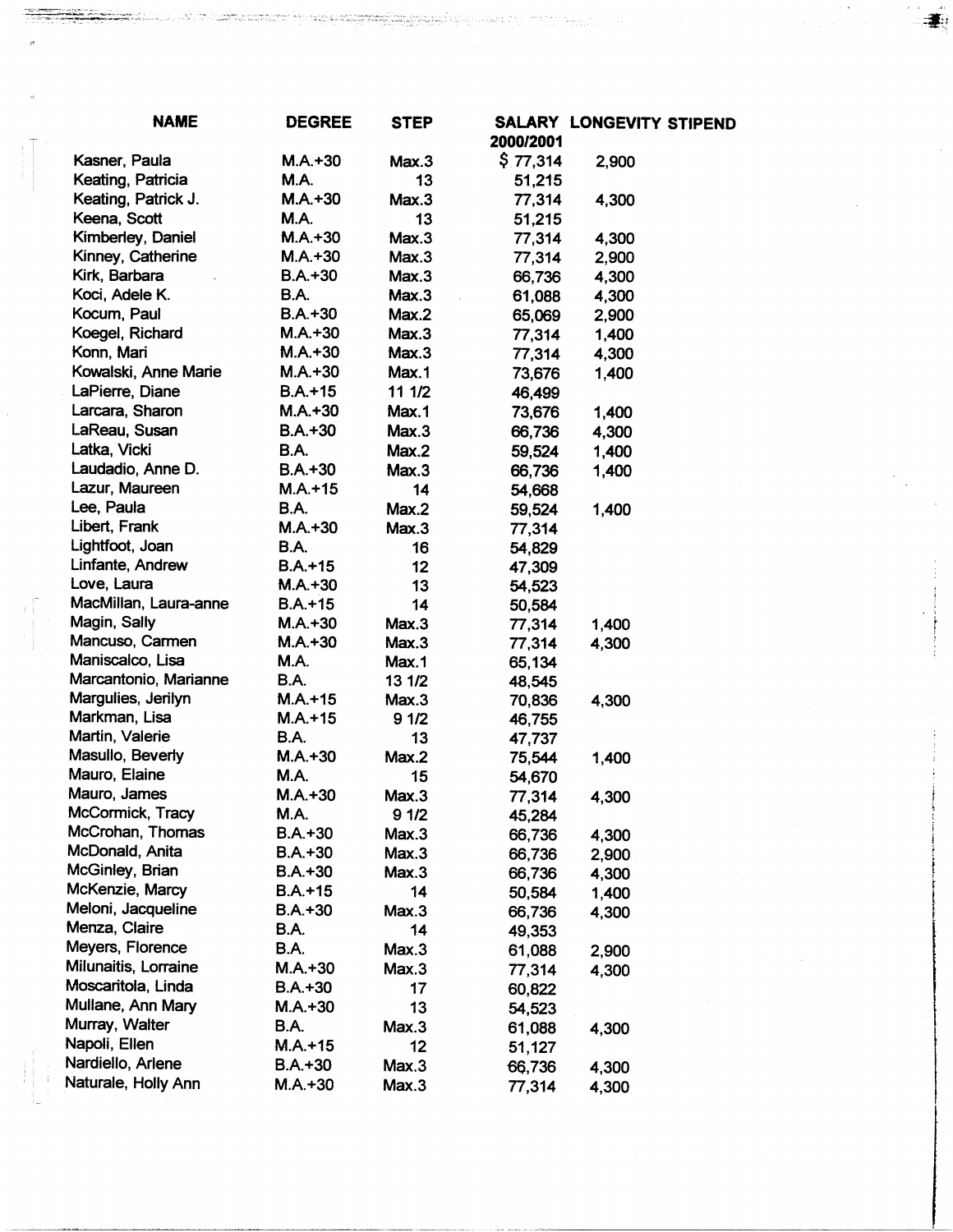| NAME | DEGREE | STEP | SALARY 2000/2001 | LONGEVITY STIPEND |
|---|---|---|---|---|
| Kasner, Paula | M.A.+30 | Max.3 | $ 77,314 | 2,900 |
| Keating, Patricia | M.A. | 13 | 51,215 | |
| Keating, Patrick J. | M.A.+30 | Max.3 | 77,314 | 4,300 |
| Keena, Scott | M.A. | 13 | 51,215 | |
| Kimberley, Daniel | M.A.+30 | Max.3 | 77,314 | 4,300 |
| Kinney, Catherine | M.A.+30 | Max.3 | 77,314 | 2,900 |
| Kirk, Barbara | B.A.+30 | Max.3 | 66,736 | 4,300 |
| Koci, Adele K. | B.A. | Max.3 | 61,088 | 4,300 |
| Kocum, Paul | B.A.+30 | Max.2 | 65,069 | 2,900 |
| Koegel, Richard | M.A.+30 | Max.3 | 77,314 | 1,400 |
| Konn, Mari | M.A.+30 | Max.3 | 77,314 | 4,300 |
| Kowalski, Anne Marie | M.A.+30 | Max.1 | 73,676 | 1,400 |
| LaPierre, Diane | B.A.+15 | 11 1/2 | 46,499 | |
| Larcara, Sharon | M.A.+30 | Max.1 | 73,676 | 1,400 |
| LaReau, Susan | B.A.+30 | Max.3 | 66,736 | 4,300 |
| Latka, Vicki | B.A. | Max.2 | 59,524 | 1,400 |
| Laudadio, Anne D. | B.A.+30 | Max.3 | 66,736 | 1,400 |
| Lazur, Maureen | M.A.+15 | 14 | 54,668 | |
| Lee, Paula | B.A. | Max.2 | 59,524 | 1,400 |
| Libert, Frank | M.A.+30 | Max.3 | 77,314 | |
| Lightfoot, Joan | B.A. | 16 | 54,829 | |
| Linfante, Andrew | B.A.+15 | 12 | 47,309 | |
| Love, Laura | M.A.+30 | 13 | 54,523 | |
| MacMillan, Laura-anne | B.A.+15 | 14 | 50,584 | |
| Magin, Sally | M.A.+30 | Max.3 | 77,314 | 1,400 |
| Mancuso, Carmen | M.A.+30 | Max.3 | 77,314 | 4,300 |
| Maniscalco, Lisa | M.A. | Max.1 | 65,134 | |
| Marcantonio, Marianne | B.A. | 13 1/2 | 48,545 | |
| Margulies, Jerilyn | M.A.+15 | Max.3 | 70,836 | 4,300 |
| Markman, Lisa | M.A.+15 | 9 1/2 | 46,755 | |
| Martin, Valerie | B.A. | 13 | 47,737 | |
| Masullo, Beverly | M.A.+30 | Max.2 | 75,544 | 1,400 |
| Mauro, Elaine | M.A. | 15 | 54,670 | |
| Mauro, James | M.A.+30 | Max.3 | 77,314 | 4,300 |
| McCormick, Tracy | M.A. | 9 1/2 | 45,284 | |
| McCrohan, Thomas | B.A.+30 | Max.3 | 66,736 | 4,300 |
| McDonald, Anita | B.A.+30 | Max.3 | 66,736 | 2,900 |
| McGinley, Brian | B.A.+30 | Max.3 | 66,736 | 4,300 |
| McKenzie, Marcy | B.A.+15 | 14 | 50,584 | 1,400 |
| Meloni, Jacqueline | B.A.+30 | Max.3 | 66,736 | 4,300 |
| Menza, Claire | B.A. | 14 | 49,353 | |
| Meyers, Florence | B.A. | Max.3 | 61,088 | 2,900 |
| Milunaitis, Lorraine | M.A.+30 | Max.3 | 77,314 | 4,300 |
| Moscaritola, Linda | B.A.+30 | 17 | 60,822 | |
| Mullane, Ann Mary | M.A.+30 | 13 | 54,523 | |
| Murray, Walter | B.A. | Max.3 | 61,088 | 4,300 |
| Napoli, Ellen | M.A.+15 | 12 | 51,127 | |
| Nardiello, Arlene | B.A.+30 | Max.3 | 66,736 | 4,300 |
| Naturale, Holly Ann | M.A.+30 | Max.3 | 77,314 | 4,300 |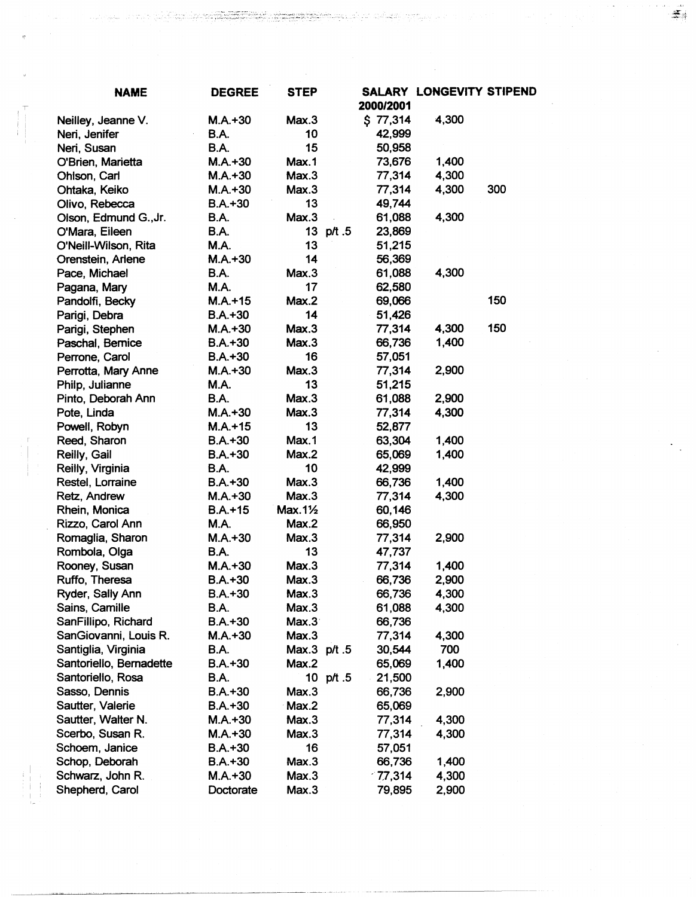| NAME | DEGREE | STEP | | SALARY 2000/2001 | LONGEVITY | STIPEND |
|---|---|---|---|---|---|---|
| Neilley, Jeanne V. | M.A.+30 | Max.3 | | $ 77,314 | 4,300 | |
| Neri, Jenifer | B.A. | 10 | | 42,999 | | |
| Neri, Susan | B.A. | 15 | | 50,958 | | |
| O'Brien, Marietta | M.A.+30 | Max.1 | | 73,676 | 1,400 | |
| Ohlson, Carl | M.A.+30 | Max.3 | | 77,314 | 4,300 | |
| Ohtaka, Keiko | M.A.+30 | Max.3 | | 77,314 | 4,300 | 300 |
| Olivo, Rebecca | B.A.+30 | 13 | | 49,744 | | |
| Olson, Edmund G.,Jr. | B.A. | Max.3 | | 61,088 | 4,300 | |
| O'Mara, Eileen | B.A. | 13 | p/t .5 | 23,869 | | |
| O'Neill-Wilson, Rita | M.A. | 13 | | 51,215 | | |
| Orenstein, Arlene | M.A.+30 | 14 | | 56,369 | | |
| Pace, Michael | B.A. | Max.3 | | 61,088 | 4,300 | |
| Pagana, Mary | M.A. | 17 | | 62,580 | | |
| Pandolfi, Becky | M.A.+15 | Max.2 | | 69,066 | | 150 |
| Parigi, Debra | B.A.+30 | 14 | | 51,426 | | |
| Parigi, Stephen | M.A.+30 | Max.3 | | 77,314 | 4,300 | 150 |
| Paschal, Bernice | B.A.+30 | Max.3 | | 66,736 | 1,400 | |
| Perrone, Carol | B.A.+30 | 16 | | 57,051 | | |
| Perrotta, Mary Anne | M.A.+30 | Max.3 | | 77,314 | 2,900 | |
| Philp, Julianne | M.A. | 13 | | 51,215 | | |
| Pinto, Deborah Ann | B.A. | Max.3 | | 61,088 | 2,900 | |
| Pote, Linda | M.A.+30 | Max.3 | | 77,314 | 4,300 | |
| Powell, Robyn | M.A.+15 | 13 | | 52,877 | | |
| Reed, Sharon | B.A.+30 | Max.1 | | 63,304 | 1,400 | |
| Reilly, Gail | B.A.+30 | Max.2 | | 65,069 | 1,400 | |
| Reilly, Virginia | B.A. | 10 | | 42,999 | | |
| Restel, Lorraine | B.A.+30 | Max.3 | | 66,736 | 1,400 | |
| Retz, Andrew | M.A.+30 | Max.3 | | 77,314 | 4,300 | |
| Rhein, Monica | B.A.+15 | Max.1½ | | 60,146 | | |
| Rizzo, Carol Ann | M.A. | Max.2 | | 66,950 | | |
| Romaglia, Sharon | M.A.+30 | Max.3 | | 77,314 | 2,900 | |
| Rombola, Olga | B.A. | 13 | | 47,737 | | |
| Rooney, Susan | M.A.+30 | Max.3 | | 77,314 | 1,400 | |
| Ruffo, Theresa | B.A.+30 | Max.3 | | 66,736 | 2,900 | |
| Ryder, Sally Ann | B.A.+30 | Max.3 | | 66,736 | 4,300 | |
| Sains, Camille | B.A. | Max.3 | | 61,088 | 4,300 | |
| SanFillipo, Richard | B.A.+30 | Max.3 | | 66,736 | | |
| SanGiovanni, Louis R. | M.A.+30 | Max.3 | | 77,314 | 4,300 | |
| Santiglia, Virginia | B.A. | Max.3 | p/t .5 | 30,544 | 700 | |
| Santoriello, Bernadette | B.A.+30 | Max.2 | | 65,069 | 1,400 | |
| Santoriello, Rosa | B.A. | 10 | p/t .5 | 21,500 | | |
| Sasso, Dennis | B.A.+30 | Max.3 | | 66,736 | 2,900 | |
| Sautter, Valerie | B.A.+30 | Max.2 | | 65,069 | | |
| Sautter, Walter N. | M.A.+30 | Max.3 | | 77,314 | 4,300 | |
| Scerbo, Susan R. | M.A.+30 | Max.3 | | 77,314 | 4,300 | |
| Schoem, Janice | B.A.+30 | 16 | | 57,051 | | |
| Schop, Deborah | B.A.+30 | Max.3 | | 66,736 | 1,400 | |
| Schwarz, John R. | M.A.+30 | Max.3 | | 77,314 | 4,300 | |
| Shepherd, Carol | Doctorate | Max.3 | | 79,895 | 2,900 | |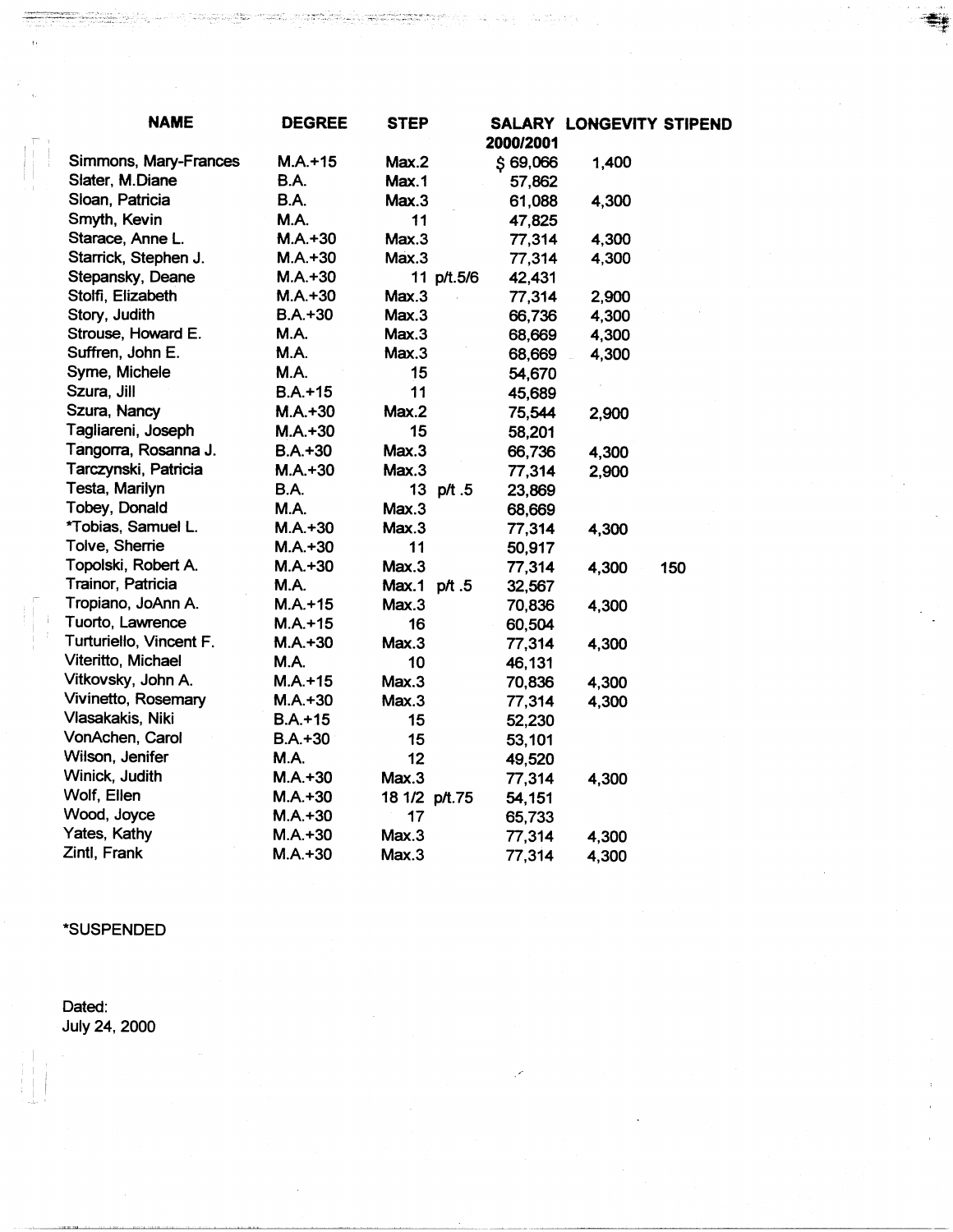| NAME | DEGREE | STEP | SALARY 2000/2001 | LONGEVITY | STIPEND |
|---|---|---|---|---|---|
| Simmons, Mary-Frances | M.A.+15 | Max.2 | $ 69,066 | 1,400 | |
| Slater, M.Diane | B.A. | Max.1 | 57,862 | | |
| Sloan, Patricia | B.A. | Max.3 | 61,088 | 4,300 | |
| Smyth, Kevin | M.A. | 11 | 47,825 | | |
| Starace, Anne L. | M.A.+30 | Max.3 | 77,314 | 4,300 | |
| Starrick, Stephen J. | M.A.+30 | Max.3 | 77,314 | 4,300 | |
| Stepansky, Deane | M.A.+30 | 11 p/t.5/6 | 42,431 | | |
| Stolfi, Elizabeth | M.A.+30 | Max.3 | 77,314 | 2,900 | |
| Story, Judith | B.A.+30 | Max.3 | 66,736 | 4,300 | |
| Strouse, Howard E. | M.A. | Max.3 | 68,669 | 4,300 | |
| Suffren, John E. | M.A. | Max.3 | 68,669 | 4,300 | |
| Syme, Michele | M.A. | 15 | 54,670 | | |
| Szura, Jill | B.A.+15 | 11 | 45,689 | | |
| Szura, Nancy | M.A.+30 | Max.2 | 75,544 | 2,900 | |
| Tagliareni, Joseph | M.A.+30 | 15 | 58,201 | | |
| Tangorra, Rosanna J. | B.A.+30 | Max.3 | 66,736 | 4,300 | |
| Tarczynski, Patricia | M.A.+30 | Max.3 | 77,314 | 2,900 | |
| Testa, Marilyn | B.A. | 13 p/t .5 | 23,869 | | |
| Tobey, Donald | M.A. | Max.3 | 68,669 | | |
| *Tobias, Samuel L. | M.A.+30 | Max.3 | 77,314 | 4,300 | |
| Tolve, Sherrie | M.A.+30 | 11 | 50,917 | | |
| Topolski, Robert A. | M.A.+30 | Max.3 | 77,314 | 4,300 | 150 |
| Trainor, Patricia | M.A. | Max.1 p/t .5 | 32,567 | | |
| Tropiano, JoAnn A. | M.A.+15 | Max.3 | 70,836 | 4,300 | |
| Tuorto, Lawrence | M.A.+15 | 16 | 60,504 | | |
| Turturiello, Vincent F. | M.A.+30 | Max.3 | 77,314 | 4,300 | |
| Viteritto, Michael | M.A. | 10 | 46,131 | | |
| Vitkovsky, John A. | M.A.+15 | Max.3 | 70,836 | 4,300 | |
| Vivinetto, Rosemary | M.A.+30 | Max.3 | 77,314 | 4,300 | |
| Vlasakakis, Niki | B.A.+15 | 15 | 52,230 | | |
| VonAchen, Carol | B.A.+30 | 15 | 53,101 | | |
| Wilson, Jenifer | M.A. | 12 | 49,520 | | |
| Winick, Judith | M.A.+30 | Max.3 | 77,314 | 4,300 | |
| Wolf, Ellen | M.A.+30 | 18 1/2 p/t.75 | 54,151 | | |
| Wood, Joyce | M.A.+30 | 17 | 65,733 | | |
| Yates, Kathy | M.A.+30 | Max.3 | 77,314 | 4,300 | |
| Zintl, Frank | M.A.+30 | Max.3 | 77,314 | 4,300 | |

*SUSPENDED

Dated:
July 24, 2000